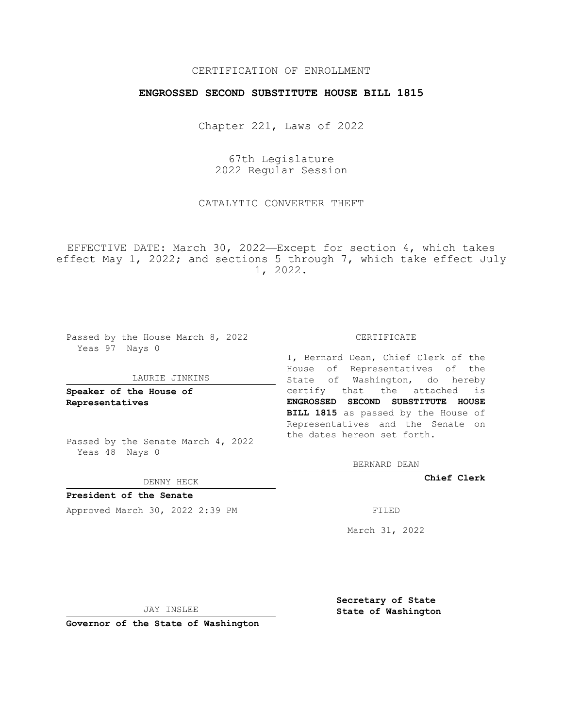CERTIFICATION OF ENROLLMENT

**ENGROSSED SECOND SUBSTITUTE HOUSE BILL 1815**

Chapter 221, Laws of 2022

67th Legislature
2022 Regular Session

CATALYTIC CONVERTER THEFT

EFFECTIVE DATE: March 30, 2022—Except for section 4, which takes effect May 1, 2022; and sections 5 through 7, which take effect July 1, 2022.

Passed by the House March 8, 2022
Yeas 97 Nays 0

LAURIE JINKINS

**Speaker of the House of Representatives**

Passed by the Senate March 4, 2022
Yeas 48 Nays 0

DENNY HECK

**President of the Senate**

Approved March 30, 2022 2:39 PM

JAY INSLEE

**Governor of the State of Washington**

CERTIFICATE

I, Bernard Dean, Chief Clerk of the House of Representatives of the State of Washington, do hereby certify that the attached is **ENGROSSED SECOND SUBSTITUTE HOUSE BILL 1815** as passed by the House of Representatives and the Senate on the dates hereon set forth.

BERNARD DEAN

**Chief Clerk**

FILED

March 31, 2022

**Secretary of State**
**State of Washington**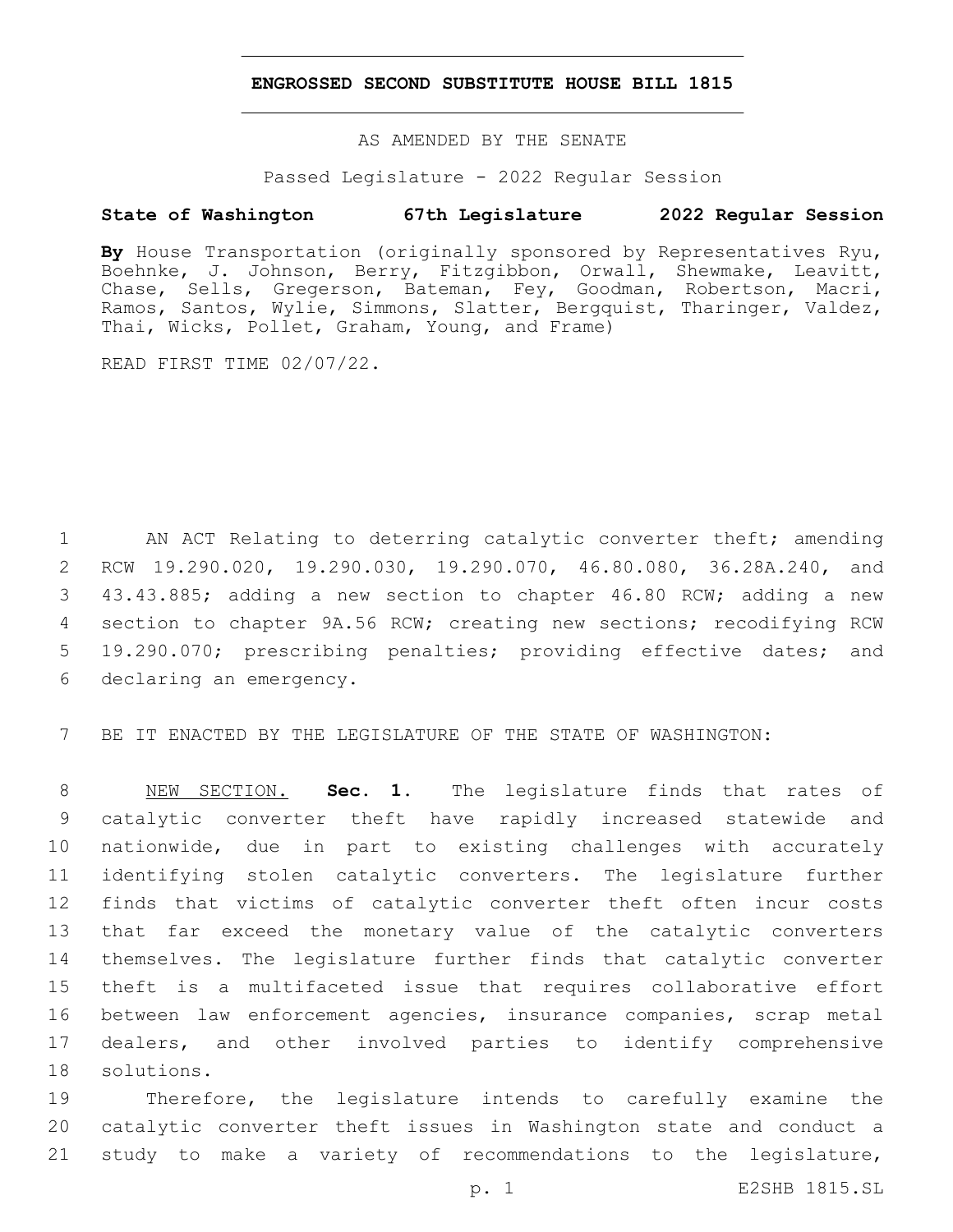# ENGROSSED SECOND SUBSTITUTE HOUSE BILL 1815

AS AMENDED BY THE SENATE

Passed Legislature - 2022 Regular Session

**State of Washington 67th Legislature 2022 Regular Session**

**By** House Transportation (originally sponsored by Representatives Ryu, Boehnke, J. Johnson, Berry, Fitzgibbon, Orwall, Shewmake, Leavitt, Chase, Sells, Gregerson, Bateman, Fey, Goodman, Robertson, Macri, Ramos, Santos, Wylie, Simmons, Slatter, Bergquist, Tharinger, Valdez, Thai, Wicks, Pollet, Graham, Young, and Frame)

READ FIRST TIME 02/07/22.

AN ACT Relating to deterring catalytic converter theft; amending RCW 19.290.020, 19.290.030, 19.290.070, 46.80.080, 36.28A.240, and 43.43.885; adding a new section to chapter 46.80 RCW; adding a new section to chapter 9A.56 RCW; creating new sections; recodifying RCW 19.290.070; prescribing penalties; providing effective dates; and declaring an emergency.

BE IT ENACTED BY THE LEGISLATURE OF THE STATE OF WASHINGTON:

NEW SECTION. **Sec. 1.** The legislature finds that rates of catalytic converter theft have rapidly increased statewide and nationwide, due in part to existing challenges with accurately identifying stolen catalytic converters. The legislature further finds that victims of catalytic converter theft often incur costs that far exceed the monetary value of the catalytic converters themselves. The legislature further finds that catalytic converter theft is a multifaceted issue that requires collaborative effort between law enforcement agencies, insurance companies, scrap metal dealers, and other involved parties to identify comprehensive solutions.

Therefore, the legislature intends to carefully examine the catalytic converter theft issues in Washington state and conduct a study to make a variety of recommendations to the legislature,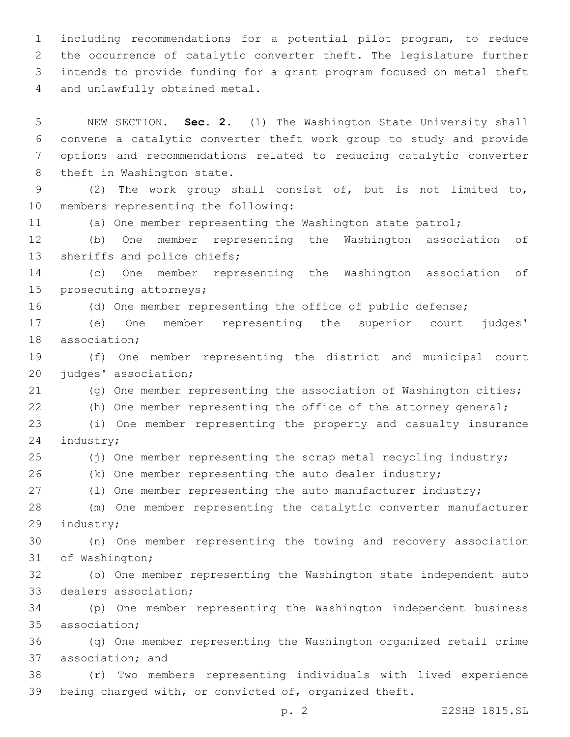including recommendations for a potential pilot program, to reduce the occurrence of catalytic converter theft. The legislature further intends to provide funding for a grant program focused on metal theft and unlawfully obtained metal.

NEW SECTION. **Sec. 2.** (1) The Washington State University shall convene a catalytic converter theft work group to study and provide options and recommendations related to reducing catalytic converter theft in Washington state.

(2) The work group shall consist of, but is not limited to, members representing the following:

(a) One member representing the Washington state patrol;

(b) One member representing the Washington association of sheriffs and police chiefs;

(c) One member representing the Washington association of prosecuting attorneys;

(d) One member representing the office of public defense;

(e) One member representing the superior court judges' association;

(f) One member representing the district and municipal court judges' association;

(g) One member representing the association of Washington cities;

(h) One member representing the office of the attorney general;

(i) One member representing the property and casualty insurance industry;

(j) One member representing the scrap metal recycling industry;

(k) One member representing the auto dealer industry;

(l) One member representing the auto manufacturer industry;

(m) One member representing the catalytic converter manufacturer industry;

(n) One member representing the towing and recovery association of Washington;

(o) One member representing the Washington state independent auto dealers association;

(p) One member representing the Washington independent business association;

(q) One member representing the Washington organized retail crime association; and

(r) Two members representing individuals with lived experience being charged with, or convicted of, organized theft.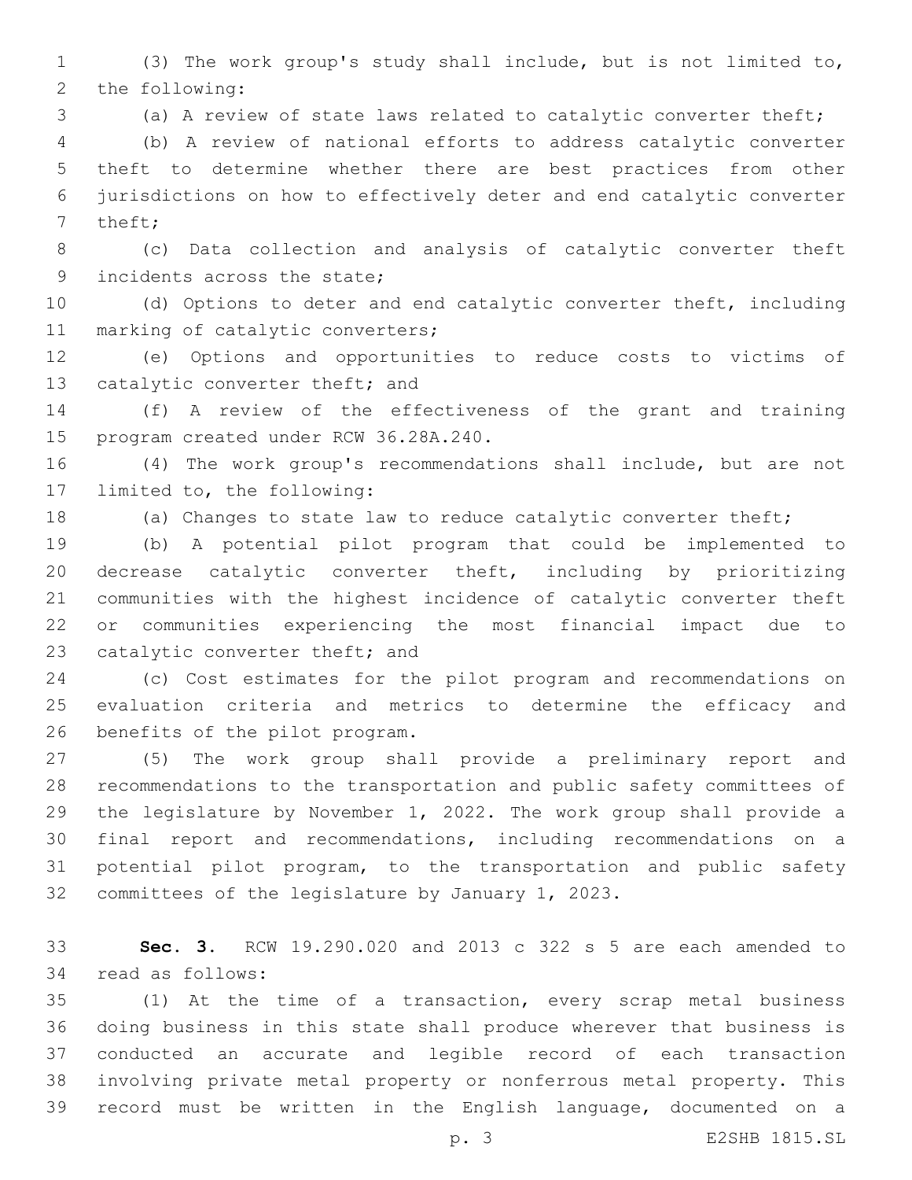(3) The work group's study shall include, but is not limited to, the following:

(a) A review of state laws related to catalytic converter theft;

(b) A review of national efforts to address catalytic converter theft to determine whether there are best practices from other jurisdictions on how to effectively deter and end catalytic converter theft;

(c) Data collection and analysis of catalytic converter theft incidents across the state;

(d) Options to deter and end catalytic converter theft, including marking of catalytic converters;

(e) Options and opportunities to reduce costs to victims of catalytic converter theft; and

(f) A review of the effectiveness of the grant and training program created under RCW 36.28A.240.

(4) The work group's recommendations shall include, but are not limited to, the following:

(a) Changes to state law to reduce catalytic converter theft;

(b) A potential pilot program that could be implemented to decrease catalytic converter theft, including by prioritizing communities with the highest incidence of catalytic converter theft or communities experiencing the most financial impact due to catalytic converter theft; and

(c) Cost estimates for the pilot program and recommendations on evaluation criteria and metrics to determine the efficacy and benefits of the pilot program.

(5) The work group shall provide a preliminary report and recommendations to the transportation and public safety committees of the legislature by November 1, 2022. The work group shall provide a final report and recommendations, including recommendations on a potential pilot program, to the transportation and public safety committees of the legislature by January 1, 2023.

**Sec. 3.** RCW 19.290.020 and 2013 c 322 s 5 are each amended to read as follows:

(1) At the time of a transaction, every scrap metal business doing business in this state shall produce wherever that business is conducted an accurate and legible record of each transaction involving private metal property or nonferrous metal property. This record must be written in the English language, documented on a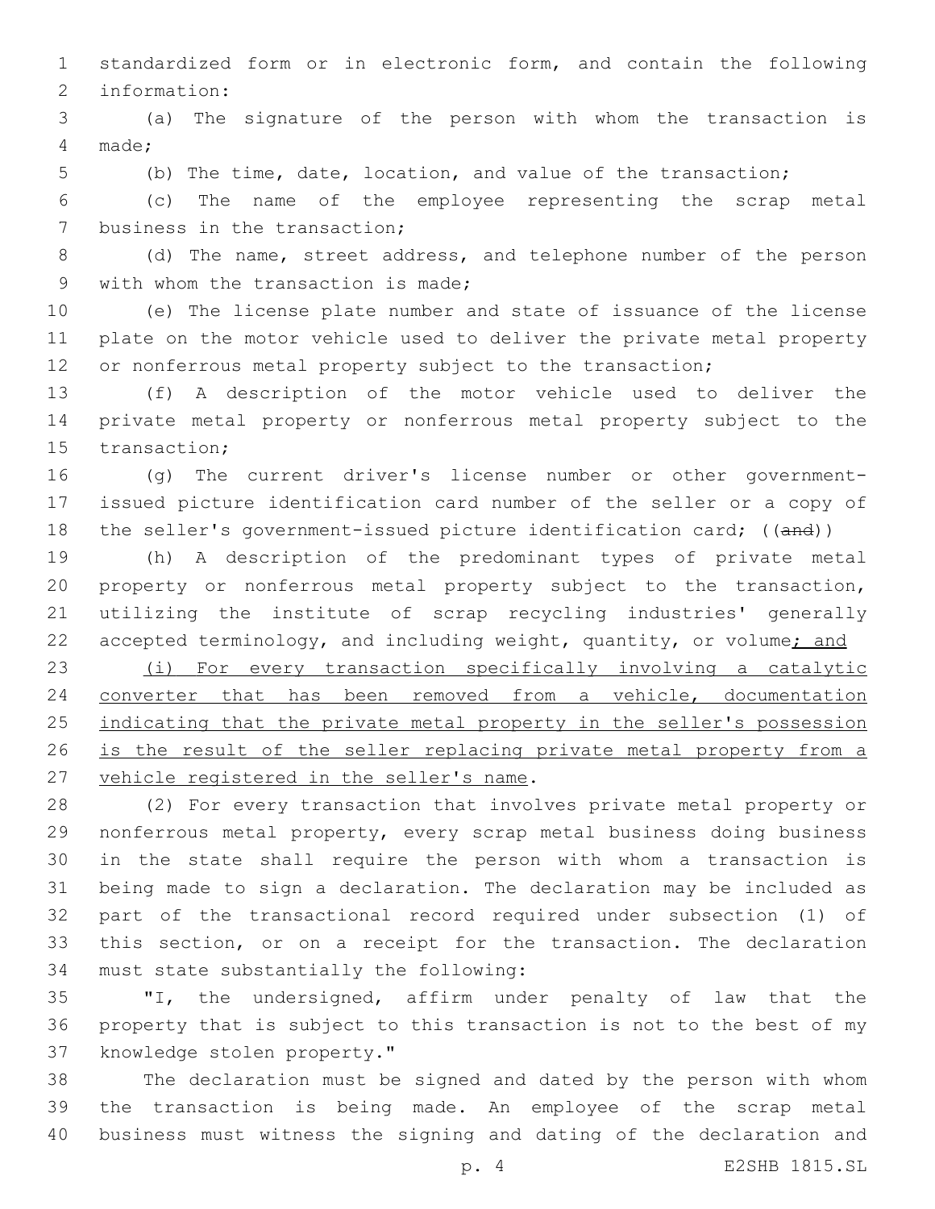standardized form or in electronic form, and contain the following information:

(a) The signature of the person with whom the transaction is made;

(b) The time, date, location, and value of the transaction;

(c) The name of the employee representing the scrap metal business in the transaction;

(d) The name, street address, and telephone number of the person with whom the transaction is made;

(e) The license plate number and state of issuance of the license plate on the motor vehicle used to deliver the private metal property or nonferrous metal property subject to the transaction;

(f) A description of the motor vehicle used to deliver the private metal property or nonferrous metal property subject to the transaction;

(g) The current driver's license number or other government-issued picture identification card number of the seller or a copy of the seller's government-issued picture identification card; ((~~and~~))

(h) A description of the predominant types of private metal property or nonferrous metal property subject to the transaction, utilizing the institute of scrap recycling industries' generally accepted terminology, and including weight, quantity, or volume<u>; and</u>

<u>(i) For every transaction specifically involving a catalytic converter that has been removed from a vehicle, documentation indicating that the private metal property in the seller's possession is the result of the seller replacing private metal property from a vehicle registered in the seller's name</u>.

(2) For every transaction that involves private metal property or nonferrous metal property, every scrap metal business doing business in the state shall require the person with whom a transaction is being made to sign a declaration. The declaration may be included as part of the transactional record required under subsection (1) of this section, or on a receipt for the transaction. The declaration must state substantially the following:

"I, the undersigned, affirm under penalty of law that the property that is subject to this transaction is not to the best of my knowledge stolen property."

The declaration must be signed and dated by the person with whom the transaction is being made. An employee of the scrap metal business must witness the signing and dating of the declaration and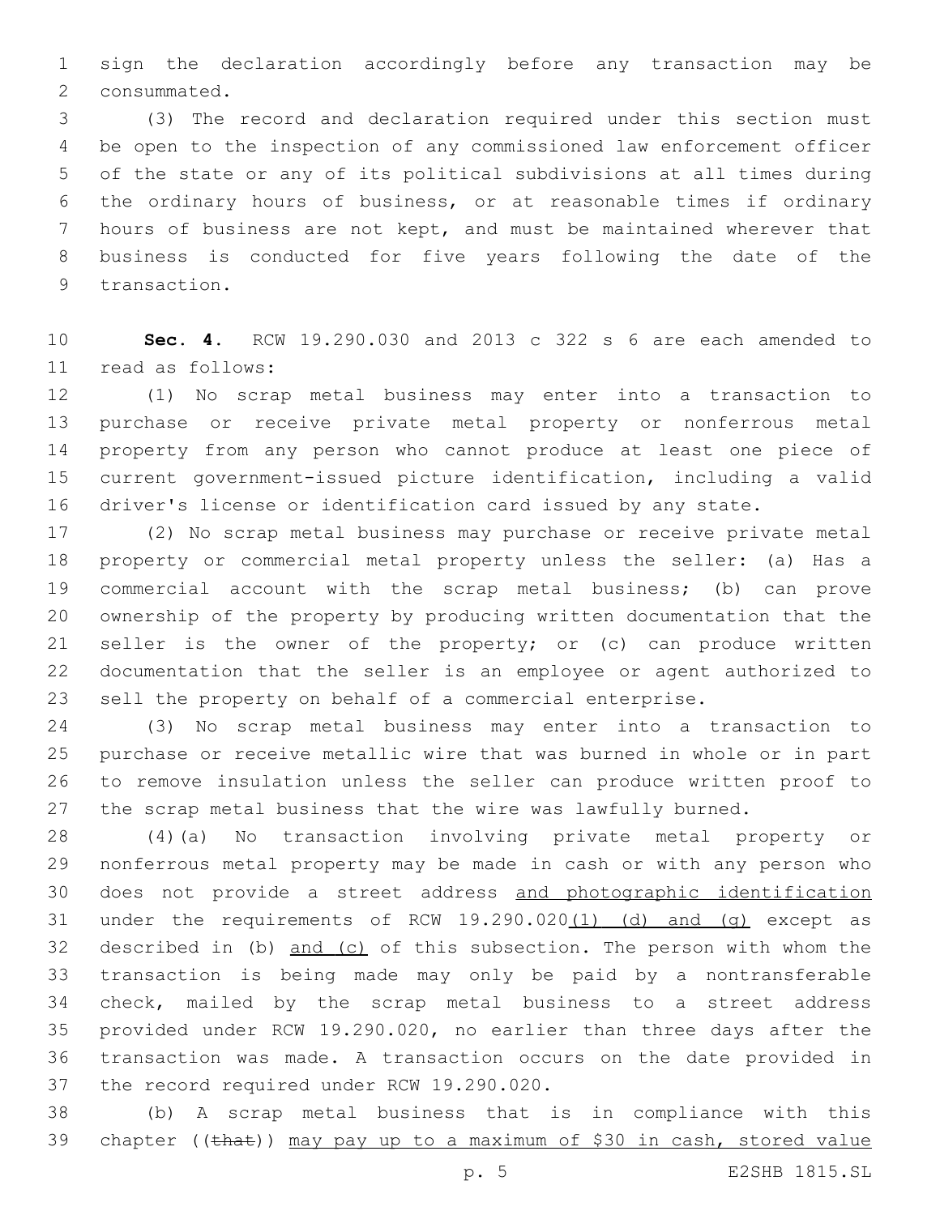sign the declaration accordingly before any transaction may be consummated.

(3) The record and declaration required under this section must be open to the inspection of any commissioned law enforcement officer of the state or any of its political subdivisions at all times during the ordinary hours of business, or at reasonable times if ordinary hours of business are not kept, and must be maintained wherever that business is conducted for five years following the date of the transaction.

**Sec. 4.** RCW 19.290.030 and 2013 c 322 s 6 are each amended to read as follows:

(1) No scrap metal business may enter into a transaction to purchase or receive private metal property or nonferrous metal property from any person who cannot produce at least one piece of current government-issued picture identification, including a valid driver's license or identification card issued by any state.

(2) No scrap metal business may purchase or receive private metal property or commercial metal property unless the seller: (a) Has a commercial account with the scrap metal business; (b) can prove ownership of the property by producing written documentation that the seller is the owner of the property; or (c) can produce written documentation that the seller is an employee or agent authorized to sell the property on behalf of a commercial enterprise.

(3) No scrap metal business may enter into a transaction to purchase or receive metallic wire that was burned in whole or in part to remove insulation unless the seller can produce written proof to the scrap metal business that the wire was lawfully burned.

(4)(a) No transaction involving private metal property or nonferrous metal property may be made in cash or with any person who does not provide a street address <u>and photographic identification</u> under the requirements of RCW 19.290.020<u>(1) (d) and (g)</u> except as described in (b) <u>and (c)</u> of this subsection. The person with whom the transaction is being made may only be paid by a nontransferable check, mailed by the scrap metal business to a street address provided under RCW 19.290.020, no earlier than three days after the transaction was made. A transaction occurs on the date provided in the record required under RCW 19.290.020.

(b) A scrap metal business that is in compliance with this chapter ((~~that~~)) <u>may pay up to a maximum of $30 in cash, stored value</u>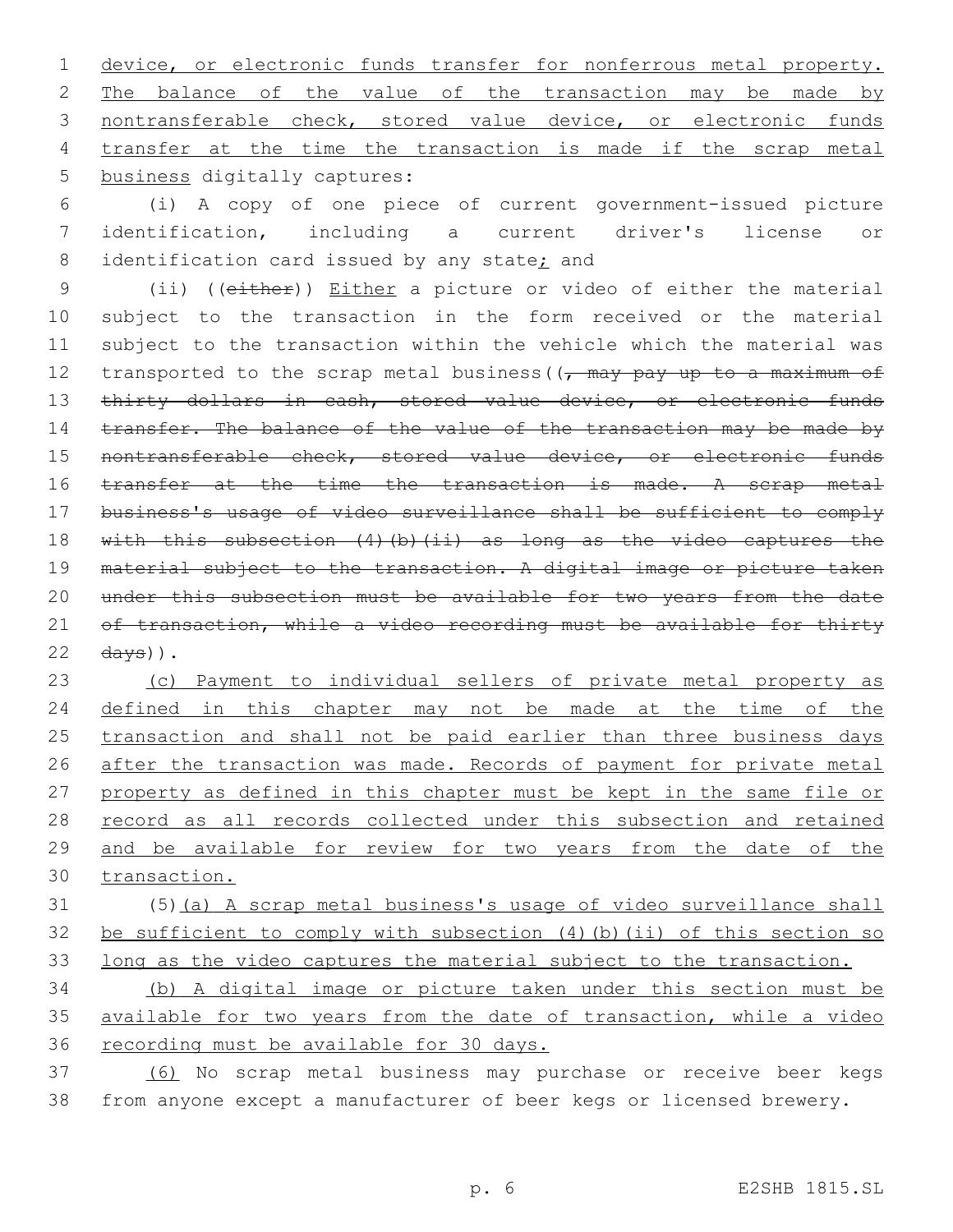device, or electronic funds transfer for nonferrous metal property. The balance of the value of the transaction may be made by nontransferable check, stored value device, or electronic funds transfer at the time the transaction is made if the scrap metal business digitally captures:

(i) A copy of one piece of current government-issued picture identification, including a current driver's license or identification card issued by any state; and

(ii) ((either)) Either a picture or video of either the material subject to the transaction in the form received or the material subject to the transaction within the vehicle which the material was transported to the scrap metal business((, may pay up to a maximum of thirty dollars in cash, stored value device, or electronic funds transfer. The balance of the value of the transaction may be made by nontransferable check, stored value device, or electronic funds transfer at the time the transaction is made. A scrap metal business's usage of video surveillance shall be sufficient to comply with this subsection (4)(b)(ii) as long as the video captures the material subject to the transaction. A digital image or picture taken under this subsection must be available for two years from the date of transaction, while a video recording must be available for thirty days)).

(c) Payment to individual sellers of private metal property as defined in this chapter may not be made at the time of the transaction and shall not be paid earlier than three business days after the transaction was made. Records of payment for private metal property as defined in this chapter must be kept in the same file or record as all records collected under this subsection and retained and be available for review for two years from the date of the transaction.

(5)(a) A scrap metal business's usage of video surveillance shall be sufficient to comply with subsection (4)(b)(ii) of this section so long as the video captures the material subject to the transaction.

(b) A digital image or picture taken under this section must be available for two years from the date of transaction, while a video recording must be available for 30 days.

(6) No scrap metal business may purchase or receive beer kegs from anyone except a manufacturer of beer kegs or licensed brewery.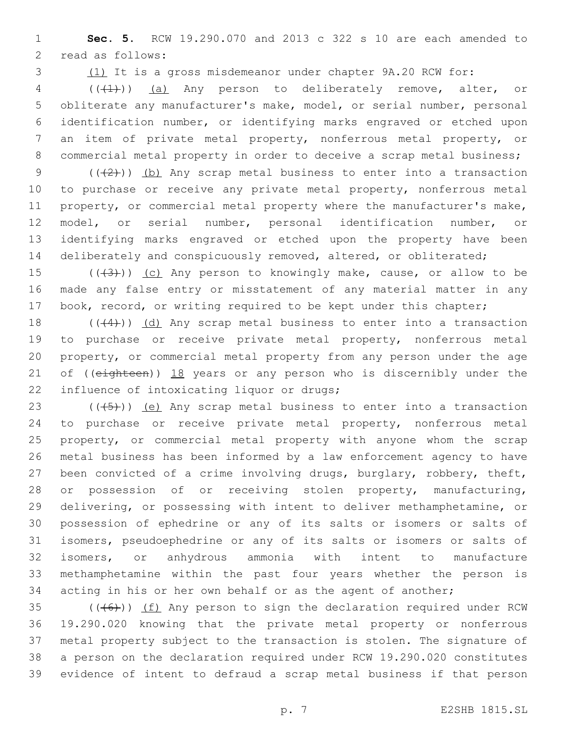**Sec. 5.** RCW 19.290.070 and 2013 c 322 s 10 are each amended to read as follows:

(1) It is a gross misdemeanor under chapter 9A.20 RCW for:

((~~(1)~~)) (a) Any person to deliberately remove, alter, or obliterate any manufacturer's make, model, or serial number, personal identification number, or identifying marks engraved or etched upon an item of private metal property, nonferrous metal property, or commercial metal property in order to deceive a scrap metal business;

((~~(2)~~)) (b) Any scrap metal business to enter into a transaction to purchase or receive any private metal property, nonferrous metal property, or commercial metal property where the manufacturer's make, model, or serial number, personal identification number, or identifying marks engraved or etched upon the property have been deliberately and conspicuously removed, altered, or obliterated;

((~~(3)~~)) (c) Any person to knowingly make, cause, or allow to be made any false entry or misstatement of any material matter in any book, record, or writing required to be kept under this chapter;

((~~(4)~~)) (d) Any scrap metal business to enter into a transaction to purchase or receive private metal property, nonferrous metal property, or commercial metal property from any person under the age of ((~~eighteen~~)) 18 years or any person who is discernibly under the influence of intoxicating liquor or drugs;

((~~(5)~~)) (e) Any scrap metal business to enter into a transaction to purchase or receive private metal property, nonferrous metal property, or commercial metal property with anyone whom the scrap metal business has been informed by a law enforcement agency to have been convicted of a crime involving drugs, burglary, robbery, theft, or possession of or receiving stolen property, manufacturing, delivering, or possessing with intent to deliver methamphetamine, or possession of ephedrine or any of its salts or isomers or salts of isomers, pseudoephedrine or any of its salts or isomers or salts of isomers, or anhydrous ammonia with intent to manufacture methamphetamine within the past four years whether the person is acting in his or her own behalf or as the agent of another;

((~~(6)~~)) (f) Any person to sign the declaration required under RCW 19.290.020 knowing that the private metal property or nonferrous metal property subject to the transaction is stolen. The signature of a person on the declaration required under RCW 19.290.020 constitutes evidence of intent to defraud a scrap metal business if that person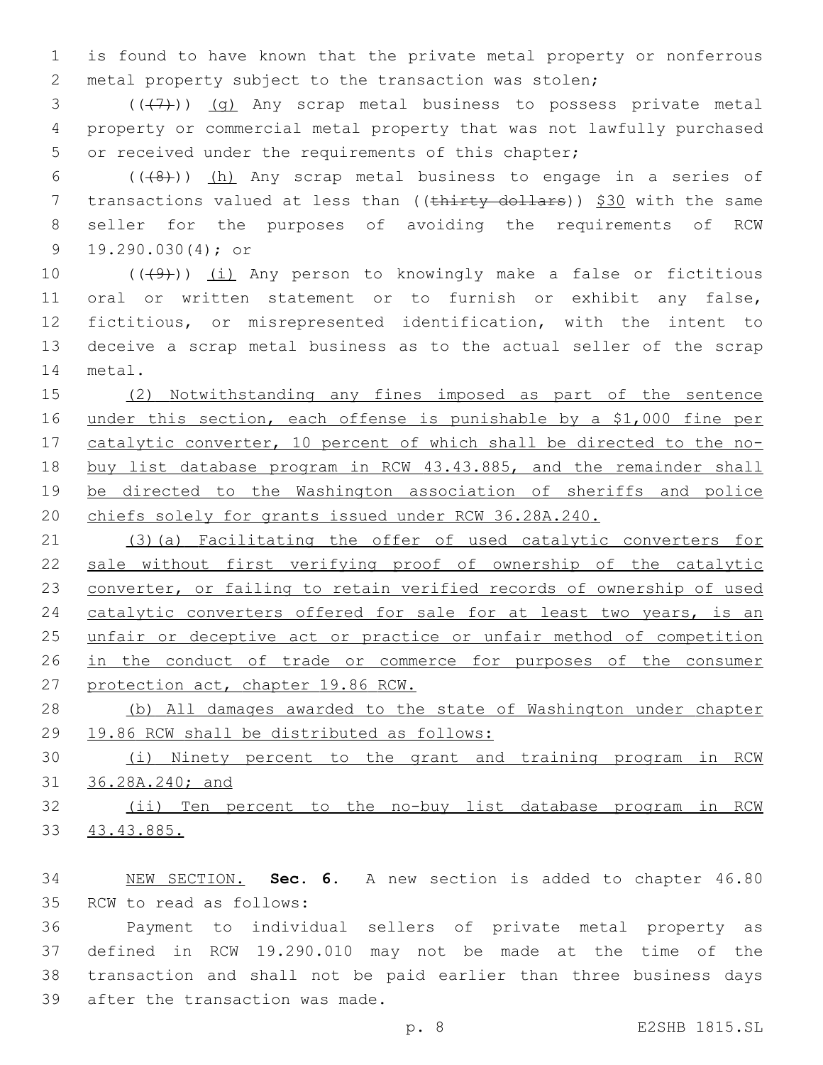is found to have known that the private metal property or nonferrous metal property subject to the transaction was stolen;

(~~(7)~~) <u>(g)</u> Any scrap metal business to possess private metal property or commercial metal property that was not lawfully purchased or received under the requirements of this chapter;

(~~(8)~~) <u>(h)</u> Any scrap metal business to engage in a series of transactions valued at less than (~~thirty dollars~~) <u>$30</u> with the same seller for the purposes of avoiding the requirements of RCW 19.290.030(4); or

(~~(9)~~) <u>(i)</u> Any person to knowingly make a false or fictitious oral or written statement or to furnish or exhibit any false, fictitious, or misrepresented identification, with the intent to deceive a scrap metal business as to the actual seller of the scrap metal.

<u>(2) Notwithstanding any fines imposed as part of the sentence under this section, each offense is punishable by a $1,000 fine per catalytic converter, 10 percent of which shall be directed to the no-buy list database program in RCW 43.43.885, and the remainder shall be directed to the Washington association of sheriffs and police chiefs solely for grants issued under RCW 36.28A.240.</u>

<u>(3)(a) Facilitating the offer of used catalytic converters for sale without first verifying proof of ownership of the catalytic converter, or failing to retain verified records of ownership of used catalytic converters offered for sale for at least two years, is an unfair or deceptive act or practice or unfair method of competition in the conduct of trade or commerce for purposes of the consumer protection act, chapter 19.86 RCW.</u>

<u>(b) All damages awarded to the state of Washington under chapter 19.86 RCW shall be distributed as follows:</u>

<u>(i) Ninety percent to the grant and training program in RCW 36.28A.240; and</u>

<u>(ii) Ten percent to the no-buy list database program in RCW 43.43.885.</u>

<u>NEW SECTION.</u> **Sec. 6.** A new section is added to chapter 46.80 RCW to read as follows:

Payment to individual sellers of private metal property as defined in RCW 19.290.010 may not be made at the time of the transaction and shall not be paid earlier than three business days after the transaction was made.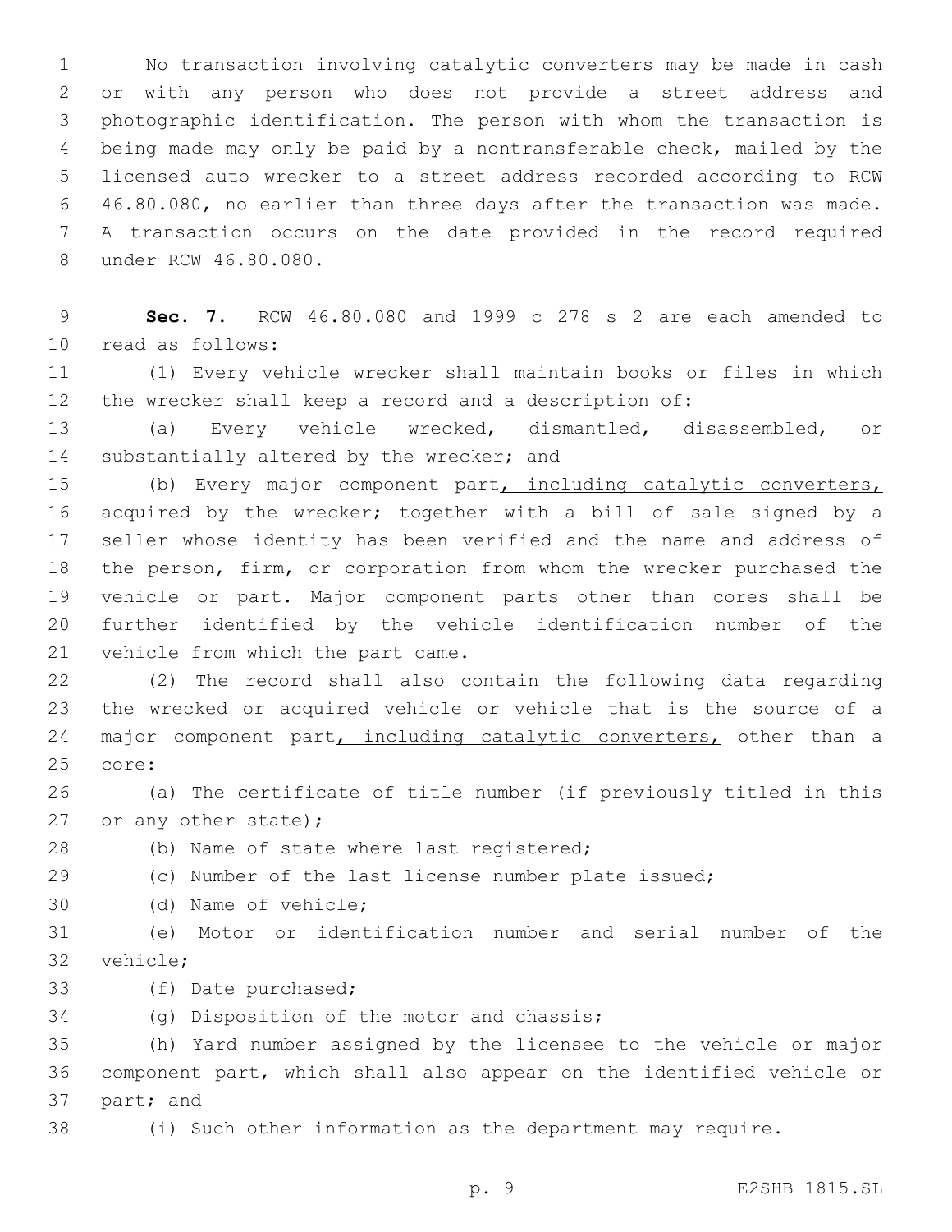No transaction involving catalytic converters may be made in cash or with any person who does not provide a street address and photographic identification. The person with whom the transaction is being made may only be paid by a nontransferable check, mailed by the licensed auto wrecker to a street address recorded according to RCW 46.80.080, no earlier than three days after the transaction was made. A transaction occurs on the date provided in the record required under RCW 46.80.080.

**Sec. 7.** RCW 46.80.080 and 1999 c 278 s 2 are each amended to read as follows:

(1) Every vehicle wrecker shall maintain books or files in which the wrecker shall keep a record and a description of:

(a) Every vehicle wrecked, dismantled, disassembled, or substantially altered by the wrecker; and

(b) Every major component part, including catalytic converters, acquired by the wrecker; together with a bill of sale signed by a seller whose identity has been verified and the name and address of the person, firm, or corporation from whom the wrecker purchased the vehicle or part. Major component parts other than cores shall be further identified by the vehicle identification number of the vehicle from which the part came.

(2) The record shall also contain the following data regarding the wrecked or acquired vehicle or vehicle that is the source of a major component part, including catalytic converters, other than a core:

(a) The certificate of title number (if previously titled in this or any other state);

(b) Name of state where last registered;

(c) Number of the last license number plate issued;

(d) Name of vehicle;

(e) Motor or identification number and serial number of the vehicle;

(f) Date purchased;

(g) Disposition of the motor and chassis;

(h) Yard number assigned by the licensee to the vehicle or major component part, which shall also appear on the identified vehicle or part; and

(i) Such other information as the department may require.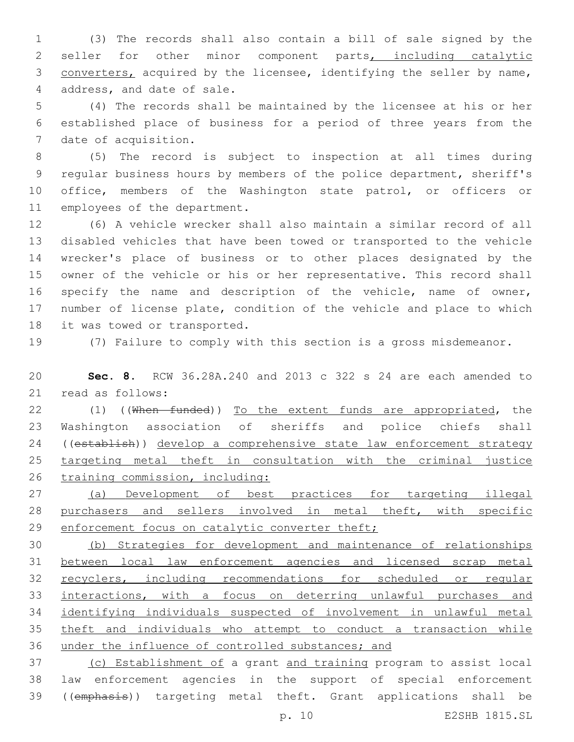(3) The records shall also contain a bill of sale signed by the seller for other minor component parts, including catalytic converters, acquired by the licensee, identifying the seller by name, address, and date of sale.

(4) The records shall be maintained by the licensee at his or her established place of business for a period of three years from the date of acquisition.

(5) The record is subject to inspection at all times during regular business hours by members of the police department, sheriff's office, members of the Washington state patrol, or officers or employees of the department.

(6) A vehicle wrecker shall also maintain a similar record of all disabled vehicles that have been towed or transported to the vehicle wrecker's place of business or to other places designated by the owner of the vehicle or his or her representative. This record shall specify the name and description of the vehicle, name of owner, number of license plate, condition of the vehicle and place to which it was towed or transported.

(7) Failure to comply with this section is a gross misdemeanor.

**Sec. 8.** RCW 36.28A.240 and 2013 c 322 s 24 are each amended to read as follows:

(1) ((~~When funded~~)) To the extent funds are appropriated, the Washington association of sheriffs and police chiefs shall ((~~establish~~)) develop a comprehensive state law enforcement strategy targeting metal theft in consultation with the criminal justice training commission, including:

(a) Development of best practices for targeting illegal purchasers and sellers involved in metal theft, with specific enforcement focus on catalytic converter theft;

(b) Strategies for development and maintenance of relationships between local law enforcement agencies and licensed scrap metal recyclers, including recommendations for scheduled or regular interactions, with a focus on deterring unlawful purchases and identifying individuals suspected of involvement in unlawful metal theft and individuals who attempt to conduct a transaction while under the influence of controlled substances; and

(c) Establishment of a grant and training program to assist local law enforcement agencies in the support of special enforcement ((~~emphasis~~)) targeting metal theft. Grant applications shall be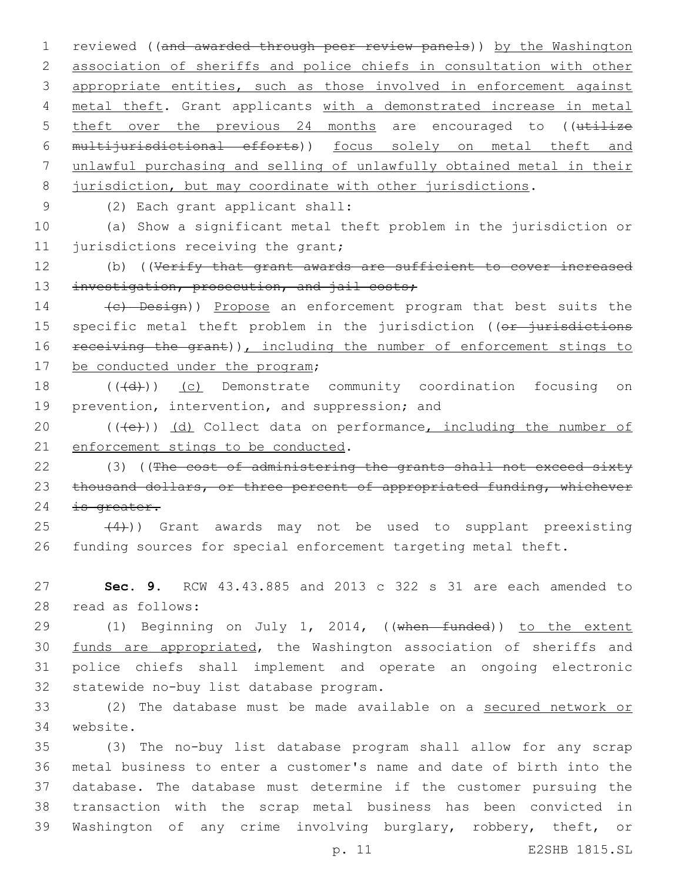reviewed ((~~and awarded through peer review panels~~)) by the Washington association of sheriffs and police chiefs in consultation with other appropriate entities, such as those involved in enforcement against metal theft. Grant applicants with a demonstrated increase in metal theft over the previous 24 months are encouraged to ((~~utilize multijurisdictional efforts~~)) focus solely on metal theft and unlawful purchasing and selling of unlawfully obtained metal in their jurisdiction, but may coordinate with other jurisdictions.

(2) Each grant applicant shall:

(a) Show a significant metal theft problem in the jurisdiction or jurisdictions receiving the grant;

(b) ((~~Verify that grant awards are sufficient to cover increased investigation, prosecution, and jail costs;~~

~~(c) Design~~)) Propose an enforcement program that best suits the specific metal theft problem in the jurisdiction ((~~or jurisdictions receiving the grant~~)), including the number of enforcement stings to be conducted under the program;

((~~(d)~~)) (c) Demonstrate community coordination focusing on prevention, intervention, and suppression; and

((~~(e)~~)) (d) Collect data on performance, including the number of enforcement stings to be conducted.

(3) ((~~The cost of administering the grants shall not exceed sixty thousand dollars, or three percent of appropriated funding, whichever is greater.~~

~~(4)~~)) Grant awards may not be used to supplant preexisting funding sources for special enforcement targeting metal theft.

**Sec. 9.** RCW 43.43.885 and 2013 c 322 s 31 are each amended to read as follows:

(1) Beginning on July 1, 2014, ((~~when funded~~)) to the extent funds are appropriated, the Washington association of sheriffs and police chiefs shall implement and operate an ongoing electronic statewide no-buy list database program.

(2) The database must be made available on a secured network or website.

(3) The no-buy list database program shall allow for any scrap metal business to enter a customer's name and date of birth into the database. The database must determine if the customer pursuing the transaction with the scrap metal business has been convicted in Washington of any crime involving burglary, robbery, theft, or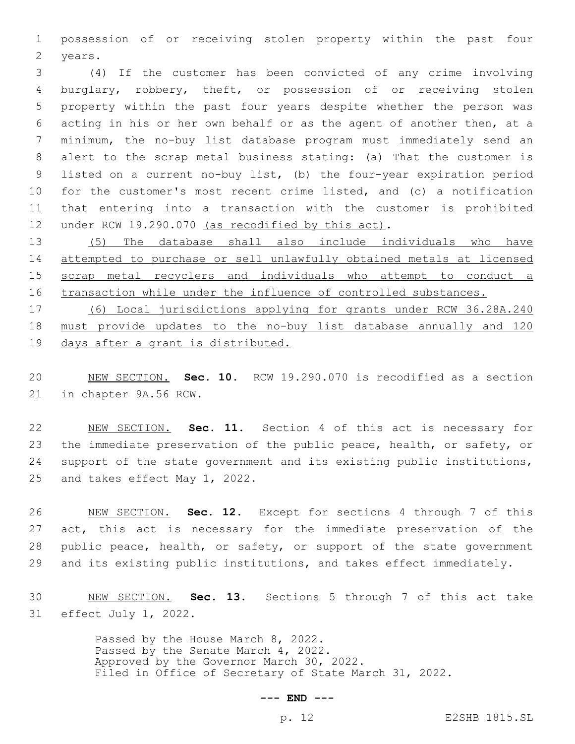possession of or receiving stolen property within the past four years.

(4) If the customer has been convicted of any crime involving burglary, robbery, theft, or possession of or receiving stolen property within the past four years despite whether the person was acting in his or her own behalf or as the agent of another then, at a minimum, the no-buy list database program must immediately send an alert to the scrap metal business stating: (a) That the customer is listed on a current no-buy list, (b) the four-year expiration period for the customer's most recent crime listed, and (c) a notification that entering into a transaction with the customer is prohibited under RCW 19.290.070 (as recodified by this act).

(5) The database shall also include individuals who have attempted to purchase or sell unlawfully obtained metals at licensed scrap metal recyclers and individuals who attempt to conduct a transaction while under the influence of controlled substances.

(6) Local jurisdictions applying for grants under RCW 36.28A.240 must provide updates to the no-buy list database annually and 120 days after a grant is distributed.

NEW SECTION. **Sec. 10.** RCW 19.290.070 is recodified as a section in chapter 9A.56 RCW.

NEW SECTION. **Sec. 11.** Section 4 of this act is necessary for the immediate preservation of the public peace, health, or safety, or support of the state government and its existing public institutions, and takes effect May 1, 2022.

NEW SECTION. **Sec. 12.** Except for sections 4 through 7 of this act, this act is necessary for the immediate preservation of the public peace, health, or safety, or support of the state government and its existing public institutions, and takes effect immediately.

NEW SECTION. **Sec. 13.** Sections 5 through 7 of this act take effect July 1, 2022.

Passed by the House March 8, 2022.
Passed by the Senate March 4, 2022.
Approved by the Governor March 30, 2022.
Filed in Office of Secretary of State March 31, 2022.

**--- END ---**